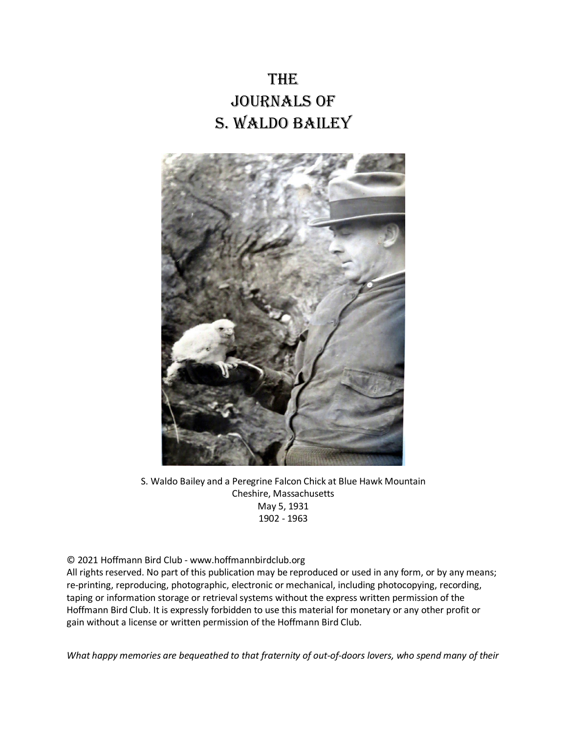# THE JOURNALS OF S. WALDO BAILEY

S. Waldo Bailey and a Peregrine Falcon Chick at Blue Hawk Mountain
Cheshire, Massachusetts
May 5, 1931
1902 - 1963

© 2021 Hoffmann Bird Club - www.hoffmannbirdclub.org
All rights reserved. No part of this publication may be reproduced or used in any form, or by any means; re-printing, reproducing, photographic, electronic or mechanical, including photocopying, recording, taping or information storage or retrieval systems without the express written permission of the Hoffmann Bird Club. It is expressly forbidden to use this material for monetary or any other profit or gain without a license or written permission of the Hoffmann Bird Club.

*What happy memories are bequeathed to that fraternity of out-of-doors lovers, who spend many of their*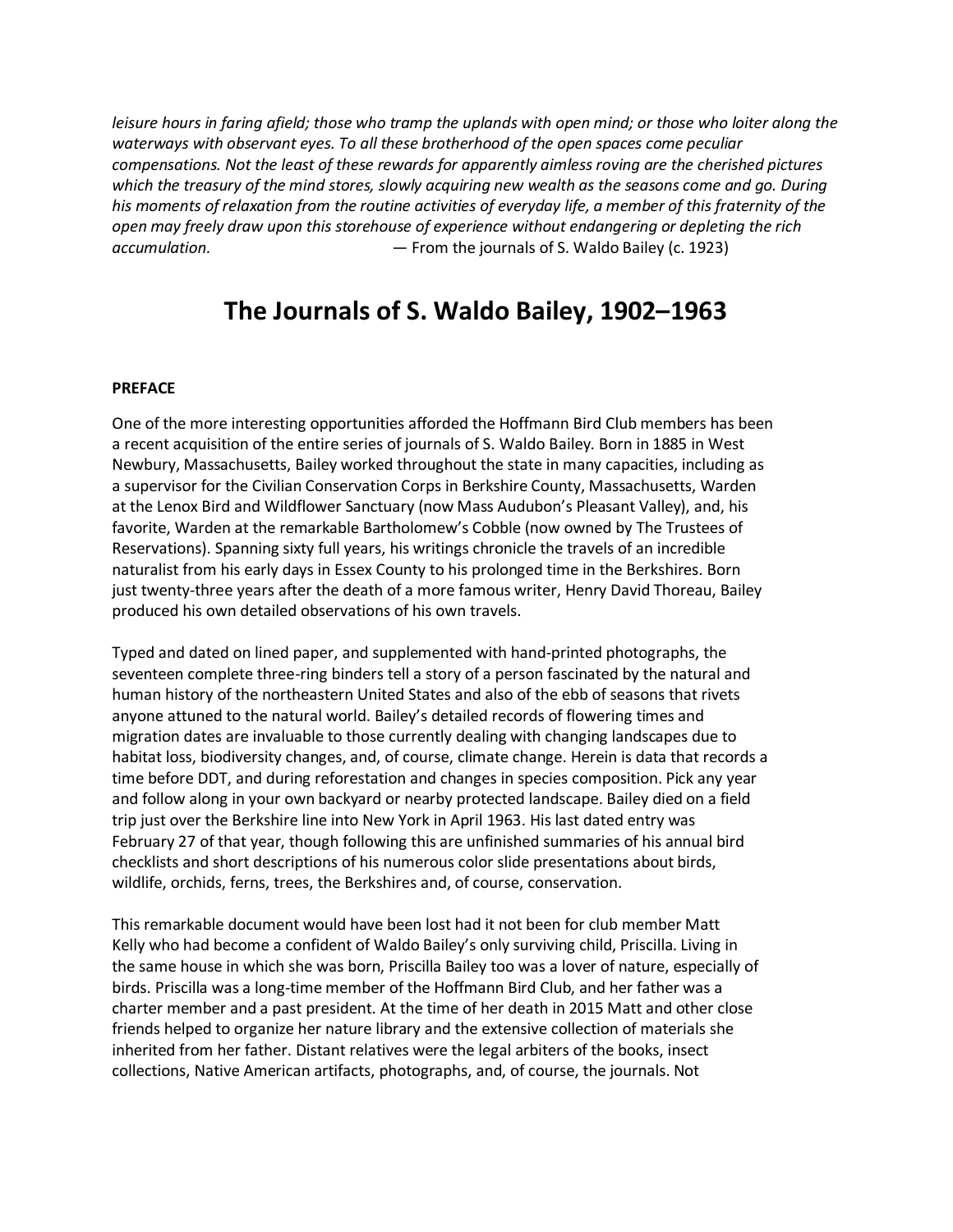*leisure hours in faring afield; those who tramp the uplands with open mind; or those who loiter along the waterways with observant eyes. To all these brotherhood of the open spaces come peculiar compensations. Not the least of these rewards for apparently aimless roving are the cherished pictures which the treasury of the mind stores, slowly acquiring new wealth as the seasons come and go. During his moments of relaxation from the routine activities of everyday life, a member of this fraternity of the open may freely draw upon this storehouse of experience without endangering or depleting the rich accumulation.* — From the journals of S. Waldo Bailey (c. 1923)

# The Journals of S. Waldo Bailey, 1902–1963

**PREFACE**

One of the more interesting opportunities afforded the Hoffmann Bird Club members has been a recent acquisition of the entire series of journals of S. Waldo Bailey. Born in 1885 in West Newbury, Massachusetts, Bailey worked throughout the state in many capacities, including as a supervisor for the Civilian Conservation Corps in Berkshire County, Massachusetts, Warden at the Lenox Bird and Wildflower Sanctuary (now Mass Audubon's Pleasant Valley), and, his favorite, Warden at the remarkable Bartholomew's Cobble (now owned by The Trustees of Reservations). Spanning sixty full years, his writings chronicle the travels of an incredible naturalist from his early days in Essex County to his prolonged time in the Berkshires. Born just twenty-three years after the death of a more famous writer, Henry David Thoreau, Bailey produced his own detailed observations of his own travels.

Typed and dated on lined paper, and supplemented with hand-printed photographs, the seventeen complete three-ring binders tell a story of a person fascinated by the natural and human history of the northeastern United States and also of the ebb of seasons that rivets anyone attuned to the natural world. Bailey's detailed records of flowering times and migration dates are invaluable to those currently dealing with changing landscapes due to habitat loss, biodiversity changes, and, of course, climate change. Herein is data that records a time before DDT, and during reforestation and changes in species composition. Pick any year and follow along in your own backyard or nearby protected landscape. Bailey died on a field trip just over the Berkshire line into New York in April 1963. His last dated entry was February 27 of that year, though following this are unfinished summaries of his annual bird checklists and short descriptions of his numerous color slide presentations about birds, wildlife, orchids, ferns, trees, the Berkshires and, of course, conservation.

This remarkable document would have been lost had it not been for club member Matt Kelly who had become a confident of Waldo Bailey's only surviving child, Priscilla. Living in the same house in which she was born, Priscilla Bailey too was a lover of nature, especially of birds. Priscilla was a long-time member of the Hoffmann Bird Club, and her father was a charter member and a past president. At the time of her death in 2015 Matt and other close friends helped to organize her nature library and the extensive collection of materials she inherited from her father. Distant relatives were the legal arbiters of the books, insect collections, Native American artifacts, photographs, and, of course, the journals. Not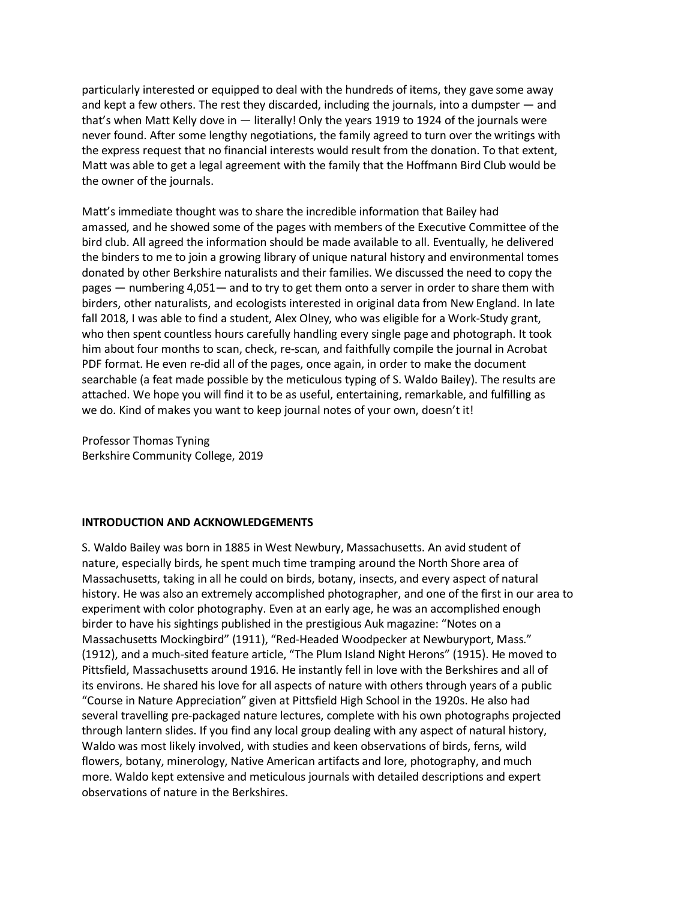particularly interested or equipped to deal with the hundreds of items, they gave some away and kept a few others. The rest they discarded, including the journals, into a dumpster — and that's when Matt Kelly dove in — literally! Only the years 1919 to 1924 of the journals were never found. After some lengthy negotiations, the family agreed to turn over the writings with the express request that no financial interests would result from the donation. To that extent, Matt was able to get a legal agreement with the family that the Hoffmann Bird Club would be the owner of the journals.

Matt's immediate thought was to share the incredible information that Bailey had amassed, and he showed some of the pages with members of the Executive Committee of the bird club. All agreed the information should be made available to all. Eventually, he delivered the binders to me to join a growing library of unique natural history and environmental tomes donated by other Berkshire naturalists and their families. We discussed the need to copy the pages — numbering 4,051— and to try to get them onto a server in order to share them with birders, other naturalists, and ecologists interested in original data from New England. In late fall 2018, I was able to find a student, Alex Olney, who was eligible for a Work-Study grant, who then spent countless hours carefully handling every single page and photograph. It took him about four months to scan, check, re-scan, and faithfully compile the journal in Acrobat PDF format. He even re-did all of the pages, once again, in order to make the document searchable (a feat made possible by the meticulous typing of S. Waldo Bailey). The results are attached. We hope you will find it to be as useful, entertaining, remarkable, and fulfilling as we do. Kind of makes you want to keep journal notes of your own, doesn't it!

Professor Thomas Tyning
Berkshire Community College, 2019

**INTRODUCTION AND ACKNOWLEDGEMENTS**

S. Waldo Bailey was born in 1885 in West Newbury, Massachusetts. An avid student of nature, especially birds, he spent much time tramping around the North Shore area of Massachusetts, taking in all he could on birds, botany, insects, and every aspect of natural history. He was also an extremely accomplished photographer, and one of the first in our area to experiment with color photography. Even at an early age, he was an accomplished enough birder to have his sightings published in the prestigious Auk magazine: "Notes on a Massachusetts Mockingbird" (1911), "Red-Headed Woodpecker at Newburyport, Mass." (1912), and a much-sited feature article, "The Plum Island Night Herons" (1915). He moved to Pittsfield, Massachusetts around 1916. He instantly fell in love with the Berkshires and all of its environs. He shared his love for all aspects of nature with others through years of a public "Course in Nature Appreciation" given at Pittsfield High School in the 1920s. He also had several travelling pre-packaged nature lectures, complete with his own photographs projected through lantern slides. If you find any local group dealing with any aspect of natural history, Waldo was most likely involved, with studies and keen observations of birds, ferns, wild flowers, botany, minerology, Native American artifacts and lore, photography, and much more. Waldo kept extensive and meticulous journals with detailed descriptions and expert observations of nature in the Berkshires.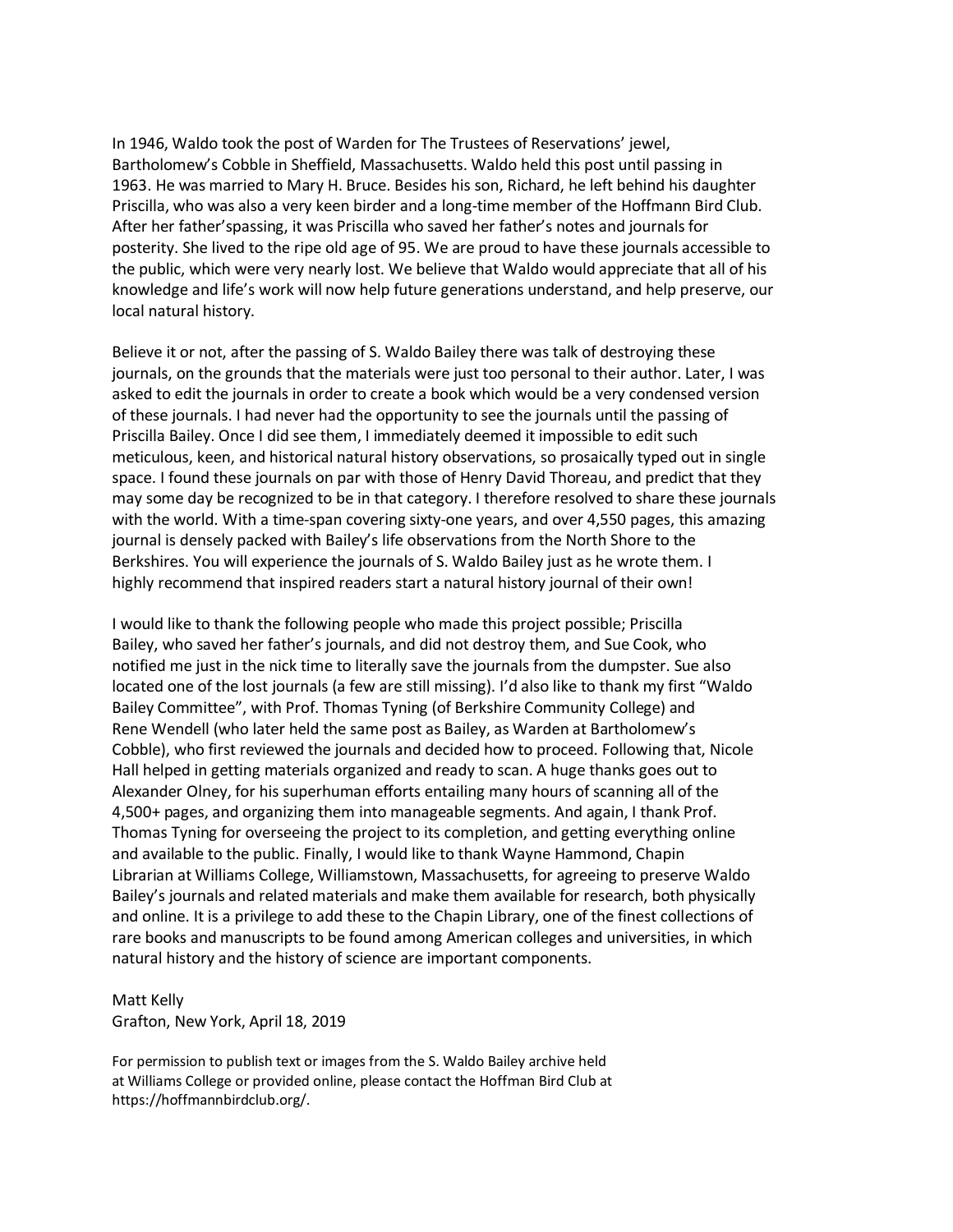In 1946, Waldo took the post of Warden for The Trustees of Reservations' jewel, Bartholomew's Cobble in Sheffield, Massachusetts. Waldo held this post until passing in 1963. He was married to Mary H. Bruce. Besides his son, Richard, he left behind his daughter Priscilla, who was also a very keen birder and a long-time member of the Hoffmann Bird Club. After her father'spassing, it was Priscilla who saved her father's notes and journals for posterity. She lived to the ripe old age of 95. We are proud to have these journals accessible to the public, which were very nearly lost. We believe that Waldo would appreciate that all of his knowledge and life's work will now help future generations understand, and help preserve, our local natural history.

Believe it or not, after the passing of S. Waldo Bailey there was talk of destroying these journals, on the grounds that the materials were just too personal to their author. Later, I was asked to edit the journals in order to create a book which would be a very condensed version of these journals. I had never had the opportunity to see the journals until the passing of Priscilla Bailey. Once I did see them, I immediately deemed it impossible to edit such meticulous, keen, and historical natural history observations, so prosaically typed out in single space. I found these journals on par with those of Henry David Thoreau, and predict that they may some day be recognized to be in that category. I therefore resolved to share these journals with the world. With a time-span covering sixty-one years, and over 4,550 pages, this amazing journal is densely packed with Bailey's life observations from the North Shore to the Berkshires. You will experience the journals of S. Waldo Bailey just as he wrote them. I highly recommend that inspired readers start a natural history journal of their own!

I would like to thank the following people who made this project possible; Priscilla Bailey, who saved her father's journals, and did not destroy them, and Sue Cook, who notified me just in the nick time to literally save the journals from the dumpster. Sue also located one of the lost journals (a few are still missing). I'd also like to thank my first "Waldo Bailey Committee", with Prof. Thomas Tyning (of Berkshire Community College) and Rene Wendell (who later held the same post as Bailey, as Warden at Bartholomew's Cobble), who first reviewed the journals and decided how to proceed. Following that, Nicole Hall helped in getting materials organized and ready to scan. A huge thanks goes out to Alexander Olney, for his superhuman efforts entailing many hours of scanning all of the 4,500+ pages, and organizing them into manageable segments. And again, I thank Prof. Thomas Tyning for overseeing the project to its completion, and getting everything online and available to the public. Finally, I would like to thank Wayne Hammond, Chapin Librarian at Williams College, Williamstown, Massachusetts, for agreeing to preserve Waldo Bailey's journals and related materials and make them available for research, both physically and online. It is a privilege to add these to the Chapin Library, one of the finest collections of rare books and manuscripts to be found among American colleges and universities, in which natural history and the history of science are important components.

Matt Kelly
Grafton, New York, April 18, 2019

For permission to publish text or images from the S. Waldo Bailey archive held at Williams College or provided online, please contact the Hoffman Bird Club at https://hoffmannbirdclub.org/.